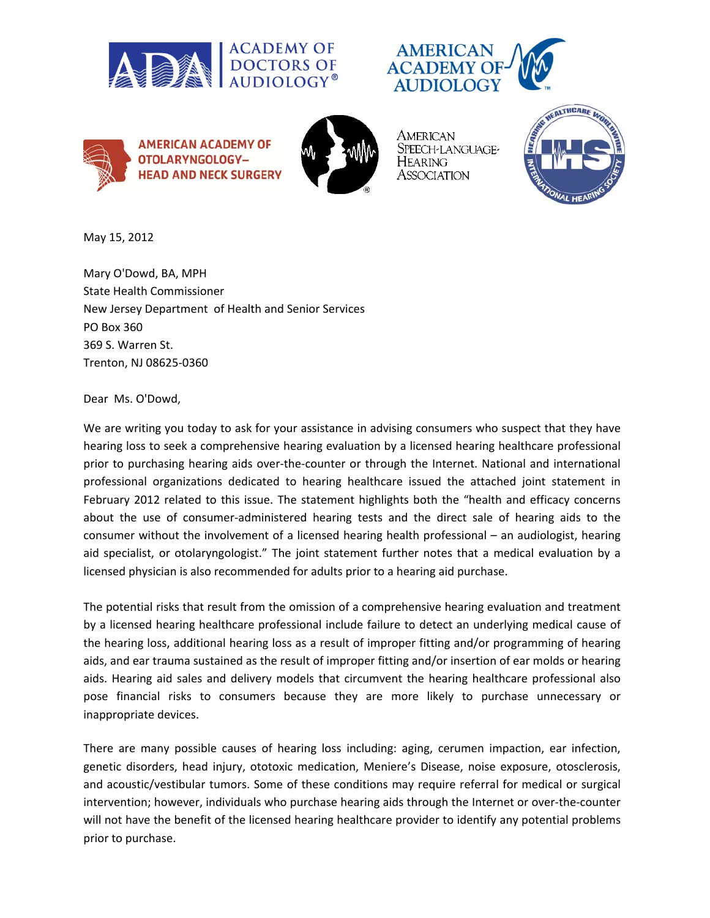ACADEMY OF DOCTORS OF AUDIOLOGY®

AMERICAN ACADEMY OF AUDIOLOGY

AMERICAN ACADEMY OF OTOLARYNGOLOGY–HEAD AND NECK SURGERY

AMERICAN SPEECH-LANGUAGE-HEARING ASSOCIATION

INTERNATIONAL HEARING SOCIETY

May 15, 2012

Mary O'Dowd, BA, MPH
State Health Commissioner
New Jersey Department of Health and Senior Services
PO Box 360
369 S. Warren St.
Trenton, NJ 08625-0360

Dear Ms. O'Dowd,

We are writing you today to ask for your assistance in advising consumers who suspect that they have hearing loss to seek a comprehensive hearing evaluation by a licensed hearing healthcare professional prior to purchasing hearing aids over-the-counter or through the Internet. National and international professional organizations dedicated to hearing healthcare issued the attached joint statement in February 2012 related to this issue. The statement highlights both the "health and efficacy concerns about the use of consumer-administered hearing tests and the direct sale of hearing aids to the consumer without the involvement of a licensed hearing health professional – an audiologist, hearing aid specialist, or otolaryngologist." The joint statement further notes that a medical evaluation by a licensed physician is also recommended for adults prior to a hearing aid purchase.

The potential risks that result from the omission of a comprehensive hearing evaluation and treatment by a licensed hearing healthcare professional include failure to detect an underlying medical cause of the hearing loss, additional hearing loss as a result of improper fitting and/or programming of hearing aids, and ear trauma sustained as the result of improper fitting and/or insertion of ear molds or hearing aids. Hearing aid sales and delivery models that circumvent the hearing healthcare professional also pose financial risks to consumers because they are more likely to purchase unnecessary or inappropriate devices.

There are many possible causes of hearing loss including: aging, cerumen impaction, ear infection, genetic disorders, head injury, ototoxic medication, Meniere's Disease, noise exposure, otosclerosis, and acoustic/vestibular tumors. Some of these conditions may require referral for medical or surgical intervention; however, individuals who purchase hearing aids through the Internet or over-the-counter will not have the benefit of the licensed hearing healthcare provider to identify any potential problems prior to purchase.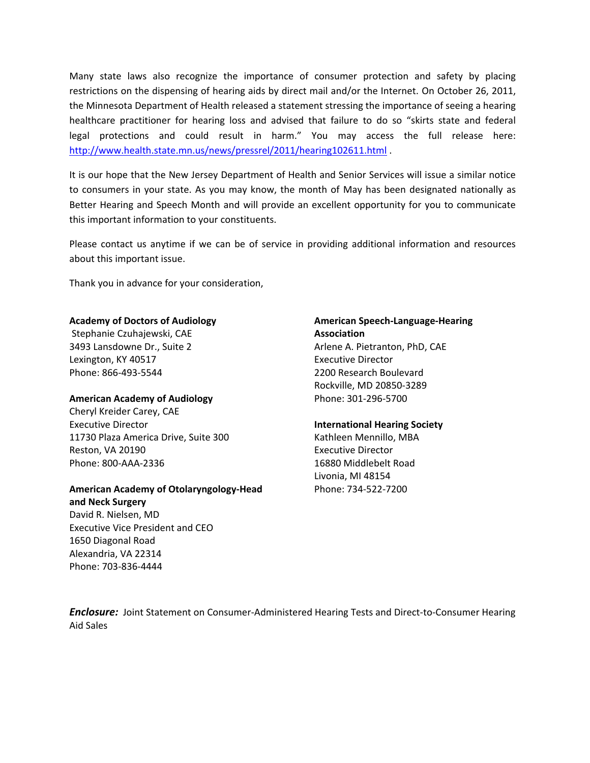Many state laws also recognize the importance of consumer protection and safety by placing restrictions on the dispensing of hearing aids by direct mail and/or the Internet. On October 26, 2011, the Minnesota Department of Health released a statement stressing the importance of seeing a hearing healthcare practitioner for hearing loss and advised that failure to do so "skirts state and federal legal protections and could result in harm." You may access the full release here: http://www.health.state.mn.us/news/pressrel/2011/hearing102611.html .

It is our hope that the New Jersey Department of Health and Senior Services will issue a similar notice to consumers in your state. As you may know, the month of May has been designated nationally as Better Hearing and Speech Month and will provide an excellent opportunity for you to communicate this important information to your constituents.

Please contact us anytime if we can be of service in providing additional information and resources about this important issue.

Thank you in advance for your consideration,

**Academy of Doctors of Audiology**
Stephanie Czuhajewski, CAE
3493 Lansdowne Dr., Suite 2
Lexington, KY 40517
Phone: 866-493-5544

**American Academy of Audiology**
Cheryl Kreider Carey, CAE
Executive Director
11730 Plaza America Drive, Suite 300
Reston, VA 20190
Phone: 800-AAA-2336

**American Academy of Otolaryngology-Head and Neck Surgery**
David R. Nielsen, MD
Executive Vice President and CEO
1650 Diagonal Road
Alexandria, VA 22314
Phone: 703-836-4444

**American Speech-Language-Hearing Association**
Arlene A. Pietranton, PhD, CAE
Executive Director
2200 Research Boulevard
Rockville, MD 20850-3289
Phone: 301-296-5700

**International Hearing Society**
Kathleen Mennillo, MBA
Executive Director
16880 Middlebelt Road
Livonia, MI 48154
Phone: 734-522-7200

***Enclosure:*** Joint Statement on Consumer-Administered Hearing Tests and Direct-to-Consumer Hearing Aid Sales